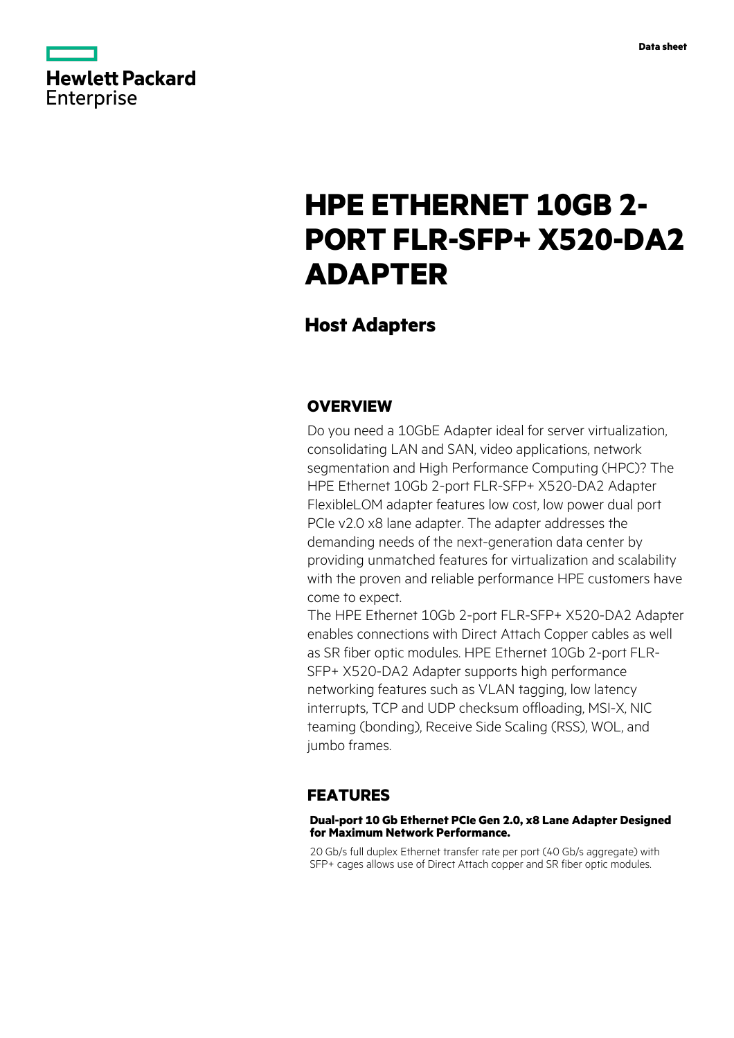Hewlett Packard Enterprise

Data sheet

# HPE ETHERNET 10GB 2-PORT FLR-SFP+ X520-DA2 ADAPTER

## Host Adapters

### OVERVIEW

Do you need a 10GbE Adapter ideal for server virtualization, consolidating LAN and SAN, video applications, network segmentation and High Performance Computing (HPC)? The HPE Ethernet 10Gb 2-port FLR-SFP+ X520-DA2 Adapter FlexibleLOM adapter features low cost, low power dual port PCIe v2.0 x8 lane adapter. The adapter addresses the demanding needs of the next-generation data center by providing unmatched features for virtualization and scalability with the proven and reliable performance HPE customers have come to expect.

The HPE Ethernet 10Gb 2-port FLR-SFP+ X520-DA2 Adapter enables connections with Direct Attach Copper cables as well as SR fiber optic modules. HPE Ethernet 10Gb 2-port FLR-SFP+ X520-DA2 Adapter supports high performance networking features such as VLAN tagging, low latency interrupts, TCP and UDP checksum offloading, MSI-X, NIC teaming (bonding), Receive Side Scaling (RSS), WOL, and jumbo frames.

### FEATURES

**Dual-port 10 Gb Ethernet PCIe Gen 2.0, x8 Lane Adapter Designed for Maximum Network Performance.**

20 Gb/s full duplex Ethernet transfer rate per port (40 Gb/s aggregate) with SFP+ cages allows use of Direct Attach copper and SR fiber optic modules.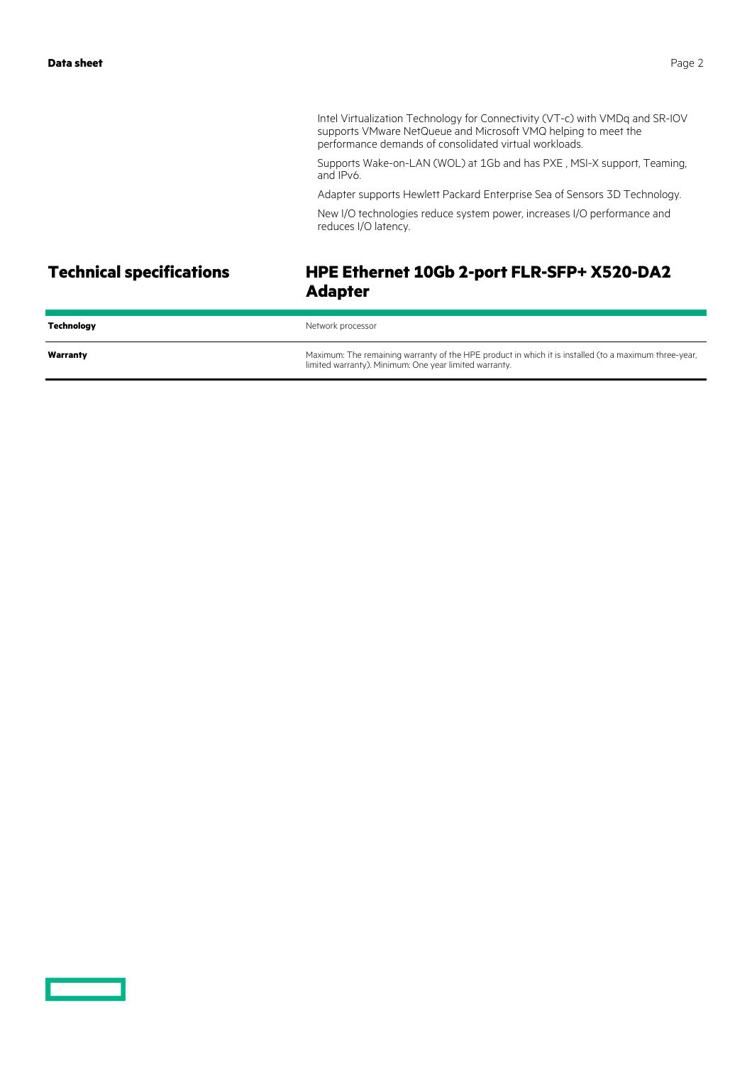Intel Virtualization Technology for Connectivity (VT-c) with VMDq and SR-IOV supports VMware NetQueue and Microsoft VMQ helping to meet the performance demands of consolidated virtual workloads.

Supports Wake-on-LAN (WOL) at 1Gb and has PXE , MSI-X support, Teaming, and IPv6.

Adapter supports Hewlett Packard Enterprise Sea of Sensors 3D Technology.

New I/O technologies reduce system power, increases I/O performance and reduces I/O latency.

## Technical specifications

## HPE Ethernet 10Gb 2-port FLR-SFP+ X520-DA2 Adapter

| | |
|---|---|
| **Technology** | Network processor |
| **Warranty** | Maximum: The remaining warranty of the HPE product in which it is installed (to a maximum three-year, limited warranty). Minimum: One year limited warranty. |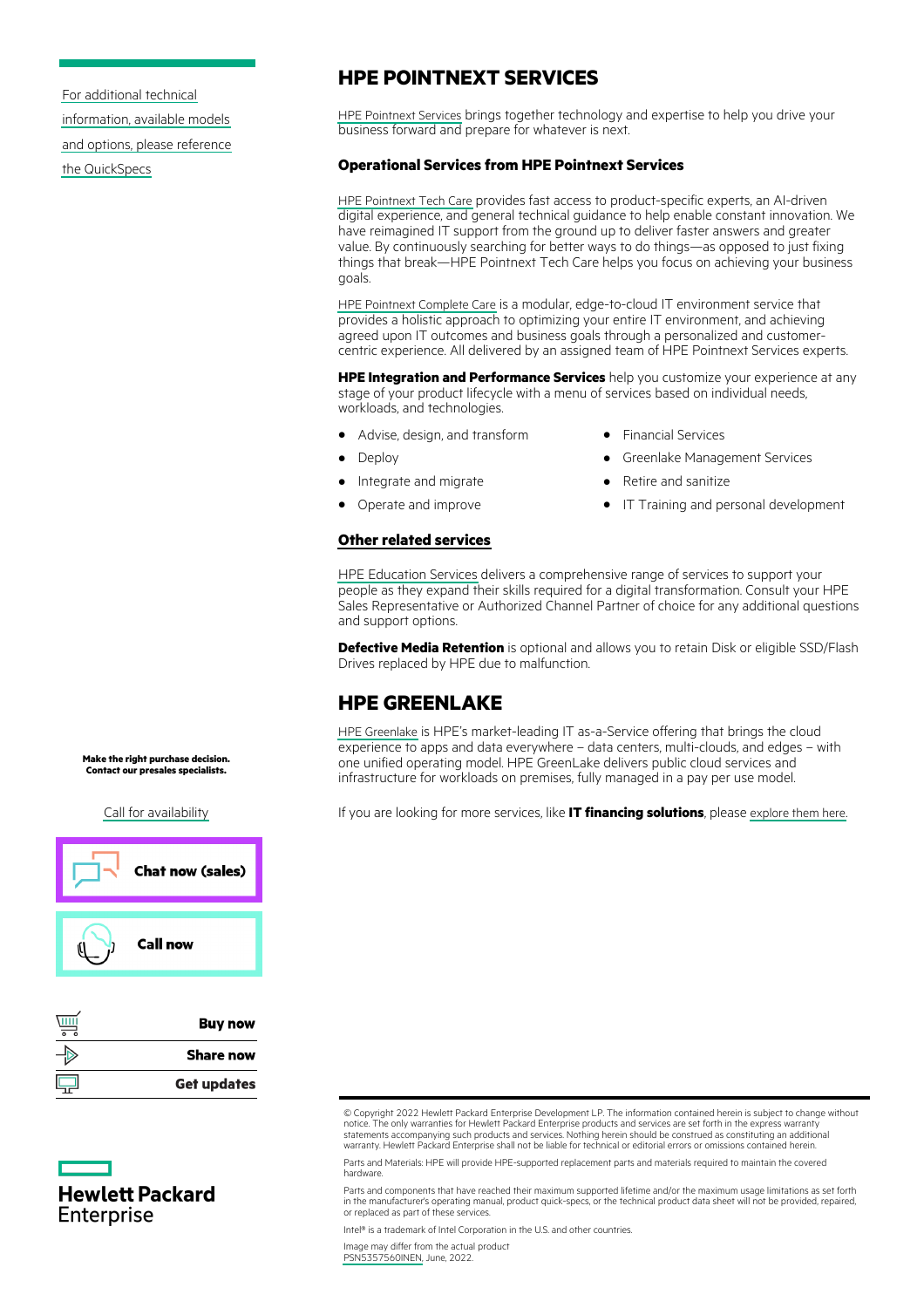For additional technical information, available models and options, please reference the QuickSpecs

## HPE POINTNEXT SERVICES

HPE Pointnext Services brings together technology and expertise to help you drive your business forward and prepare for whatever is next.

### Operational Services from HPE Pointnext Services

HPE Pointnext Tech Care provides fast access to product-specific experts, an AI-driven digital experience, and general technical guidance to help enable constant innovation. We have reimagined IT support from the ground up to deliver faster answers and greater value. By continuously searching for better ways to do things—as opposed to just fixing things that break—HPE Pointnext Tech Care helps you focus on achieving your business goals.

HPE Pointnext Complete Care is a modular, edge-to-cloud IT environment service that provides a holistic approach to optimizing your entire IT environment, and achieving agreed upon IT outcomes and business goals through a personalized and customer-centric experience. All delivered by an assigned team of HPE Pointnext Services experts.

**HPE Integration and Performance Services** help you customize your experience at any stage of your product lifecycle with a menu of services based on individual needs, workloads, and technologies.

- Advise, design, and transform
- Deploy
- Integrate and migrate
- Operate and improve
- Financial Services
- Greenlake Management Services
- Retire and sanitize
- IT Training and personal development

### Other related services

HPE Education Services delivers a comprehensive range of services to support your people as they expand their skills required for a digital transformation. Consult your HPE Sales Representative or Authorized Channel Partner of choice for any additional questions and support options.

**Defective Media Retention** is optional and allows you to retain Disk or eligible SSD/Flash Drives replaced by HPE due to malfunction.

## HPE GREENLAKE

HPE Greenlake is HPE's market-leading IT as-a-Service offering that brings the cloud experience to apps and data everywhere – data centers, multi-clouds, and edges – with one unified operating model. HPE GreenLake delivers public cloud services and infrastructure for workloads on premises, fully managed in a pay per use model.

If you are looking for more services, like **IT financing solutions**, please explore them here.

**Make the right purchase decision. Contact our presales specialists.**

Call for availability

**Chat now (sales)**

**Call now**

**Buy now**

**Share now**

**Get updates**

Hewlett Packard Enterprise

© Copyright 2022 Hewlett Packard Enterprise Development LP. The information contained herein is subject to change without notice. The only warranties for Hewlett Packard Enterprise products and services are set forth in the express warranty statements accompanying such products and services. Nothing herein should be construed as constituting an additional warranty. Hewlett Packard Enterprise shall not be liable for technical or editorial errors or omissions contained herein.

Parts and Materials: HPE will provide HPE-supported replacement parts and materials required to maintain the covered hardware.

Parts and components that have reached their maximum supported lifetime and/or the maximum usage limitations as set forth in the manufacturer's operating manual, product quick-specs, or the technical product data sheet will not be provided, repaired, or replaced as part of these services.

Intel® is a trademark of Intel Corporation in the U.S. and other countries.

Image may differ from the actual product

PSN5357560INEN, June, 2022.